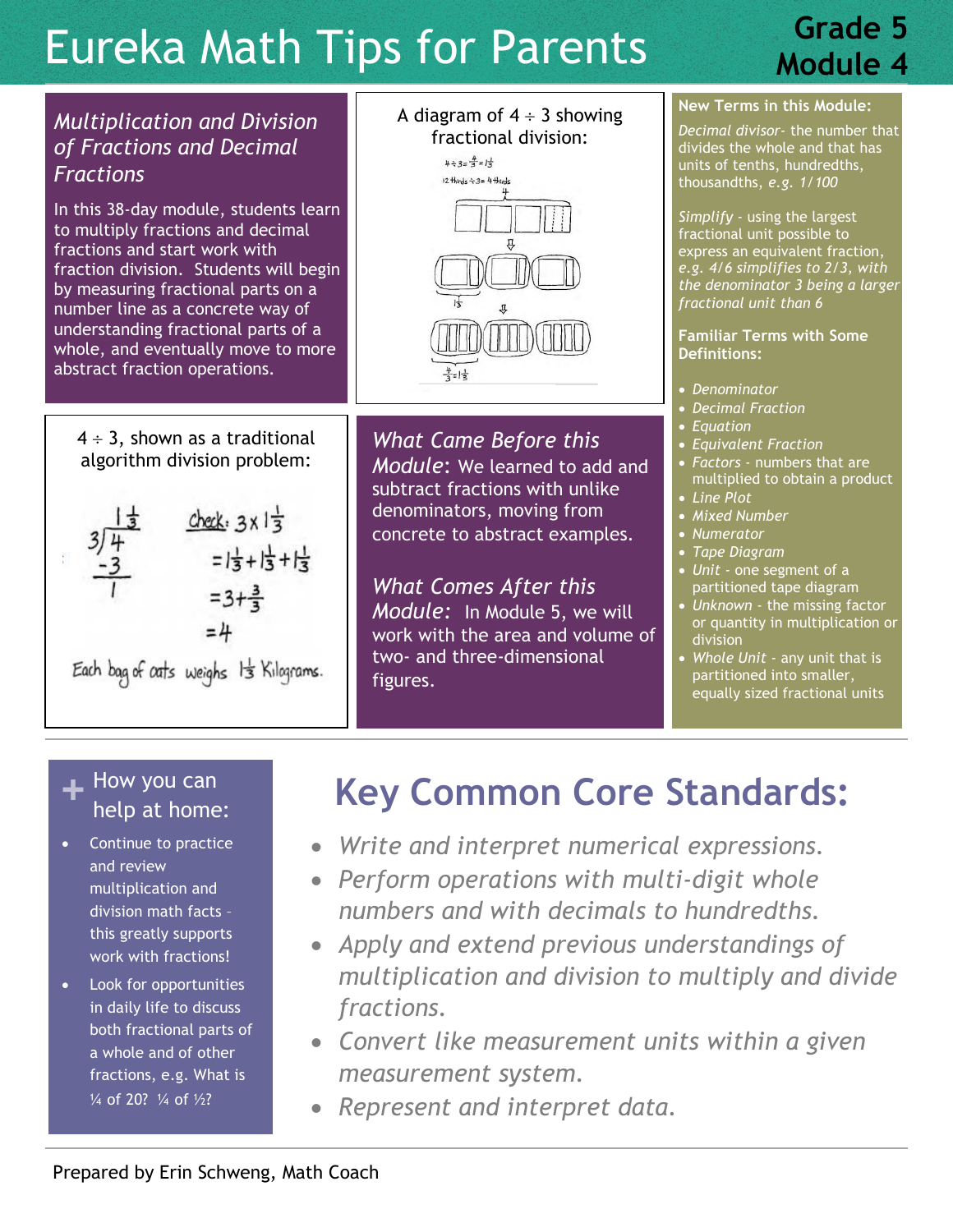# Eureka Math Tips for Parents

**Grade 5**
**Module 4**

## *Multiplication and Division of Fractions and Decimal Fractions*

In this 38-day module, students learn to multiply fractions and decimal fractions and start work with fraction division. Students will begin by measuring fractional parts on a number line as a concrete way of understanding fractional parts of a whole, and eventually move to more abstract fraction operations.

A diagram of 4 ÷ 3 showing fractional division:

$4 \div 3 = \frac{4}{3} = 1\frac{1}{3}$

12 thirds ÷ 3 = 4 thirds

$\frac{4}{3} = 1\frac{1}{3}$

4 ÷ 3, shown as a traditional algorithm division problem:

$$3 \overline{)4} = 1\frac{1}{3}, \quad 4 - 3 = 1$$

Check: $3 \times 1\frac{1}{3}$

$= 1\frac{1}{3} + 1\frac{1}{3} + 1\frac{1}{3}$

$= 3 + \frac{3}{3}$

$= 4$

Each bag of oats weighs $1\frac{1}{3}$ Kilograms.

*What Came Before this Module*: We learned to add and subtract fractions with unlike denominators, moving from concrete to abstract examples.

*What Comes After this Module*: In Module 5, we will work with the area and volume of two- and three-dimensional figures.

### New Terms in this Module:

*Decimal divisor*- the number that divides the whole and that has units of tenths, hundredths, thousandths, *e.g. 1/100*

*Simplify* - using the largest fractional unit possible to express an equivalent fraction, *e.g. 4/6 simplifies to 2/3, with the denominator 3 being a larger fractional unit than 6*

### Familiar Terms with Some Definitions:

- *Denominator*
- *Decimal Fraction*
- *Equation*
- *Equivalent Fraction*
- *Factors* - numbers that are multiplied to obtain a product
- *Line Plot*
- *Mixed Number*
- *Numerator*
- *Tape Diagram*
- *Unit* - one segment of a partitioned tape diagram
- *Unknown* - the missing factor or quantity in multiplication or division
- *Whole Unit* - any unit that is partitioned into smaller, equally sized fractional units

## + How you can help at home:

- Continue to practice and review multiplication and division math facts – this greatly supports work with fractions!
- Look for opportunities in daily life to discuss both fractional parts of a whole and of other fractions, e.g. What is ¼ of 20? ¼ of ½?

## Key Common Core Standards:

- *Write and interpret numerical expressions.*
- *Perform operations with multi-digit whole numbers and with decimals to hundredths.*
- *Apply and extend previous understandings of multiplication and division to multiply and divide fractions.*
- *Convert like measurement units within a given measurement system.*
- *Represent and interpret data.*

Prepared by Erin Schweng, Math Coach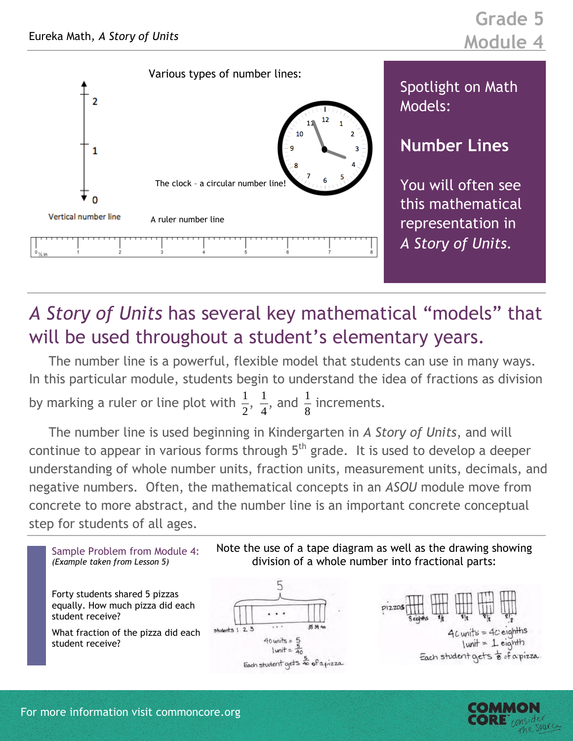Eureka Math, *A Story of Units*

# Grade 5 Module 4

Various types of number lines:

2

1

0

Vertical number line

The clock – a circular number line!

A ruler number line

Spotlight on Math Models:

## Number Lines

You will often see this mathematical representation in *A Story of Units.*

## *A Story of Units* has several key mathematical "models" that will be used throughout a student's elementary years.

The number line is a powerful, flexible model that students can use in many ways. In this particular module, students begin to understand the idea of fractions as division by marking a ruler or line plot with $\frac{1}{2}$, $\frac{1}{4}$, and $\frac{1}{8}$ increments.

The number line is used beginning in Kindergarten in *A Story of Units*, and will continue to appear in various forms through 5th grade. It is used to develop a deeper understanding of whole number units, fraction units, measurement units, decimals, and negative numbers. Often, the mathematical concepts in an *ASOU* module move from concrete to more abstract, and the number line is an important concrete conceptual step for students of all ages.

Sample Problem from Module 4:
*(Example taken from Lesson 5)*

Forty students shared 5 pizzas equally. How much pizza did each student receive?

What fraction of the pizza did each student receive?

Note the use of a tape diagram as well as the drawing showing division of a whole number into fractional parts:

5

students 1 2 3 ... 38 39 40

40 units = 5
1 unit = $\frac{5}{40}$
Each student gets $\frac{5}{40}$ of a pizza

pizzas 8 eighths $\frac{8}{8}$ $\frac{8}{8}$ $\frac{8}{8}$ $\frac{8}{8}$

40 units = 40 eighths
1 unit = 1 eighth
Each student gets $\frac{1}{8}$ of a pizza

For more information visit commoncore.org